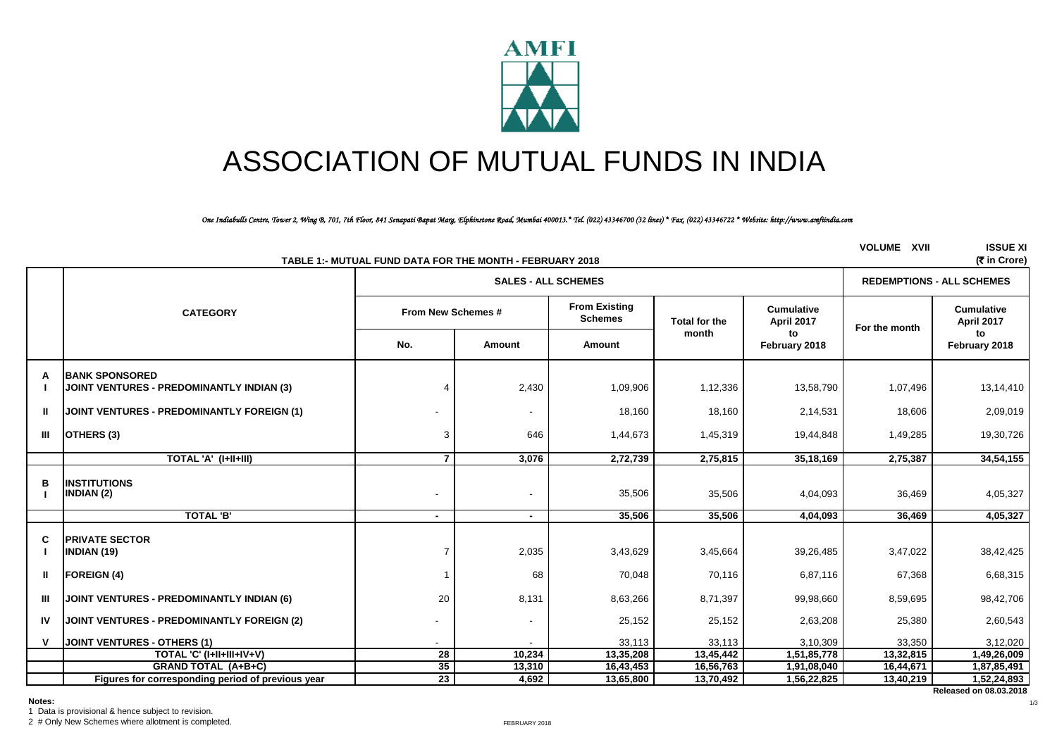# ASSOCIATION OF MUTUAL FUNDS IN INDIA

*One Indiabulls Centre, Tower 2, Wing B, 701, 7th Floor, 841 Senapati Bapat Marg, Elphinstone Road, Mumbai 400013.* Tel. (022) 43346700 (32 lines) * Fax. (022) 43346722 * Website: http://www.amfiindia.com*

VOLUME XVII ISSUE XI

## TABLE 1:- MUTUAL FUND DATA FOR THE MONTH - FEBRUARY 2018

(₹ in Crore)

| | CATEGORY | SALES - ALL SCHEMES | | | | | REDEMPTIONS - ALL SCHEMES | |
|---|---|---|---|---|---|---|---|---|
| | | From New Schemes # | | From Existing Schemes | Total for the month | Cumulative April 2017 to February 2018 | For the month | Cumulative April 2017 to February 2018 |
| | | No. | Amount | Amount | | | | |
| A | BANK SPONSORED | | | | | | | |
| I | JOINT VENTURES - PREDOMINANTLY INDIAN (3) | 4 | 2,430 | 1,09,906 | 1,12,336 | 13,58,790 | 1,07,496 | 13,14,410 |
| II | JOINT VENTURES - PREDOMINANTLY FOREIGN (1) | - | - | 18,160 | 18,160 | 2,14,531 | 18,606 | 2,09,019 |
| III | OTHERS (3) | 3 | 646 | 1,44,673 | 1,45,319 | 19,44,848 | 1,49,285 | 19,30,726 |
| | TOTAL 'A' (I+II+III) | 7 | 3,076 | 2,72,739 | 2,75,815 | 35,18,169 | 2,75,387 | 34,54,155 |
| B | INSTITUTIONS | | | | | | | |
| I | INDIAN (2) | - | - | 35,506 | 35,506 | 4,04,093 | 36,469 | 4,05,327 |
| | TOTAL 'B' | - | - | 35,506 | 35,506 | 4,04,093 | 36,469 | 4,05,327 |
| C | PRIVATE SECTOR | | | | | | | |
| I | INDIAN (19) | 7 | 2,035 | 3,43,629 | 3,45,664 | 39,26,485 | 3,47,022 | 38,42,425 |
| II | FOREIGN (4) | 1 | 68 | 70,048 | 70,116 | 6,87,116 | 67,368 | 6,68,315 |
| III | JOINT VENTURES - PREDOMINANTLY INDIAN (6) | 20 | 8,131 | 8,63,266 | 8,71,397 | 99,98,660 | 8,59,695 | 98,42,706 |
| IV | JOINT VENTURES - PREDOMINANTLY FOREIGN (2) | - | - | 25,152 | 25,152 | 2,63,208 | 25,380 | 2,60,543 |
| V | JOINT VENTURES - OTHERS (1) | - | - | 33,113 | 33,113 | 3,10,309 | 33,350 | 3,12,020 |
| | TOTAL 'C' (I+II+III+IV+V) | 28 | 10,234 | 13,35,208 | 13,45,442 | 1,51,85,778 | 13,32,815 | 1,49,26,009 |
| | GRAND TOTAL (A+B+C) | 35 | 13,310 | 16,43,453 | 16,56,763 | 1,91,08,040 | 16,44,671 | 1,87,85,491 |
| | Figures for corresponding period of previous year | 23 | 4,692 | 13,65,800 | 13,70,492 | 1,56,22,825 | 13,40,219 | 1,52,24,893 |

Released on 08.03.2018

**Notes:**

1 Data is provisional & hence subject to revision.

2 # Only New Schemes where allotment is completed.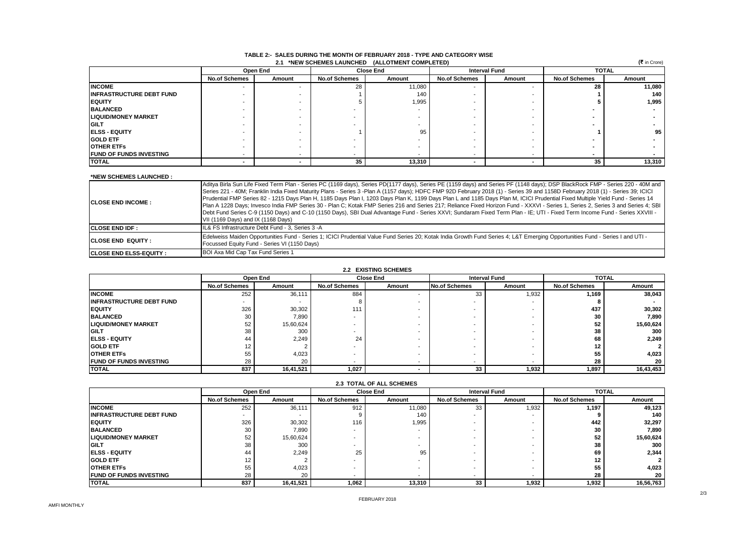# TABLE 2:- SALES DURING THE MONTH OF FEBRUARY 2018 - TYPE AND CATEGORY WISE

## 2.1 *NEW SCHEMES LAUNCHED (ALLOTMENT COMPLETED)

(₹ in Crore)

| | Open End | | Close End | | Interval Fund | | TOTAL | |
|---|---|---|---|---|---|---|---|---|
| | No.of Schemes | Amount | No.of Schemes | Amount | No.of Schemes | Amount | No.of Schemes | Amount |
| **INCOME** | - | - | 28 | 11,080 | - | - | **28** | **11,080** |
| **INFRASTRUCTURE DEBT FUND** | - | - | 1 | 140 | - | - | **1** | **140** |
| **EQUITY** | - | - | 5 | 1,995 | - | - | **5** | **1,995** |
| **BALANCED** | - | - | - | - | - | - | **-** | **-** |
| **LIQUID/MONEY MARKET** | - | - | - | - | - | - | **-** | **-** |
| **GILT** | - | - | - | - | - | - | **-** | **-** |
| **ELSS - EQUITY** | - | - | 1 | 95 | - | - | **1** | **95** |
| **GOLD ETF** | - | - | - | - | - | - | **-** | **-** |
| **OTHER ETFs** | - | - | - | - | - | - | **-** | **-** |
| **FUND OF FUNDS INVESTING** | - | - | - | - | - | - | **-** | **-** |
| **TOTAL** | **-** | **-** | **35** | **13,310** | **-** | **-** | **35** | **13,310** |

**\*NEW SCHEMES LAUNCHED :**

| | |
|---|---|
| **CLOSE END INCOME :** | Aditya Birla Sun Life Fixed Term Plan - Series PC (1169 days), Series PD(1177 days), Series PE (1159 days) and Series PF (1148 days); DSP BlackRock FMP - Series 220 - 40M and Series 221 - 40M; Franklin India Fixed Maturity Plans - Series 3 -Plan A (1157 days); HDFC FMP 92D February 2018 (1) - Series 39 and 1158D February 2018 (1) - Series 39; ICICI Prudential FMP Series 82 - 1215 Days Plan H, 1185 Days Plan I, 1203 Days Plan K, 1199 Days Plan L and 1185 Days Plan M, ICICI Prudential Fixed Multiple Yield Fund - Series 14 Plan A 1228 Days; Invesco India FMP Series 30 - Plan C; Kotak FMP Series 216 and Series 217; Reliance Fixed Horizon Fund - XXXVI - Series 1, Series 2, Series 3 and Series 4; SBI Debt Fund Series C-9 (1150 Days) and C-10 (1150 Days), SBI Dual Advantage Fund - Series XXVI; Sundaram Fixed Term Plan - IE; UTI - Fixed Term Income Fund - Series XXVIII - VII (1169 Days) and IX (1168 Days) |
| **CLOSE END IDF :** | IL& FS Infrastructure Debt Fund - 3, Series 3 -A |
| **CLOSE END EQUITY :** | Edelweiss Maiden Opportunities Fund - Series 1; ICICI Prudential Value Fund Series 20; Kotak India Growth Fund Series 4; L&T Emerging Opportunities Fund - Series I and UTI - Focussed Equity Fund - Series VI (1150 Days) |
| **CLOSE END ELSS-EQUITY :** | BOI Axa Mid Cap Tax Fund Series 1 |

## 2.2 EXISTING SCHEMES

| | Open End | | Close End | | Interval Fund | | TOTAL | |
|---|---|---|---|---|---|---|---|---|
| | No.of Schemes | Amount | No.of Schemes | Amount | No.of Schemes | Amount | No.of Schemes | Amount |
| **INCOME** | 252 | 36,111 | 884 | - | 33 | 1,932 | **1,169** | **38,043** |
| **INFRASTRUCTURE DEBT FUND** | - | - | 8 | - | - | - | **8** | **-** |
| **EQUITY** | 326 | 30,302 | 111 | - | - | - | **437** | **30,302** |
| **BALANCED** | 30 | 7,890 | - | - | - | - | **30** | **7,890** |
| **LIQUID/MONEY MARKET** | 52 | 15,60,624 | - | - | - | - | **52** | **15,60,624** |
| **GILT** | 38 | 300 | - | - | - | - | **38** | **300** |
| **ELSS - EQUITY** | 44 | 2,249 | 24 | - | - | - | **68** | **2,249** |
| **GOLD ETF** | 12 | 2 | - | - | - | - | **12** | **2** |
| **OTHER ETFs** | 55 | 4,023 | - | - | - | - | **55** | **4,023** |
| **FUND OF FUNDS INVESTING** | 28 | 20 | - | - | - | - | **28** | **20** |
| **TOTAL** | **837** | **16,41,521** | **1,027** | **-** | **33** | **1,932** | **1,897** | **16,43,453** |

## 2.3 TOTAL OF ALL SCHEMES

| | Open End | | Close End | | Interval Fund | | TOTAL | |
|---|---|---|---|---|---|---|---|---|
| | No.of Schemes | Amount | No.of Schemes | Amount | No.of Schemes | Amount | No.of Schemes | Amount |
| **INCOME** | 252 | 36,111 | 912 | 11,080 | 33 | 1,932 | **1,197** | **49,123** |
| **INFRASTRUCTURE DEBT FUND** | - | - | 9 | 140 | - | - | **9** | **140** |
| **EQUITY** | 326 | 30,302 | 116 | 1,995 | - | - | **442** | **32,297** |
| **BALANCED** | 30 | 7,890 | - | - | - | - | **30** | **7,890** |
| **LIQUID/MONEY MARKET** | 52 | 15,60,624 | - | - | - | - | **52** | **15,60,624** |
| **GILT** | 38 | 300 | - | - | - | - | **38** | **300** |
| **ELSS - EQUITY** | 44 | 2,249 | 25 | 95 | - | - | **69** | **2,344** |
| **GOLD ETF** | 12 | 2 | - | - | - | - | **12** | **2** |
| **OTHER ETFs** | 55 | 4,023 | - | - | - | - | **55** | **4,023** |
| **FUND OF FUNDS INVESTING** | 28 | 20 | - | - | - | - | **28** | **20** |
| **TOTAL** | **837** | **16,41,521** | **1,062** | **13,310** | **33** | **1,932** | **1,932** | **16,56,763** |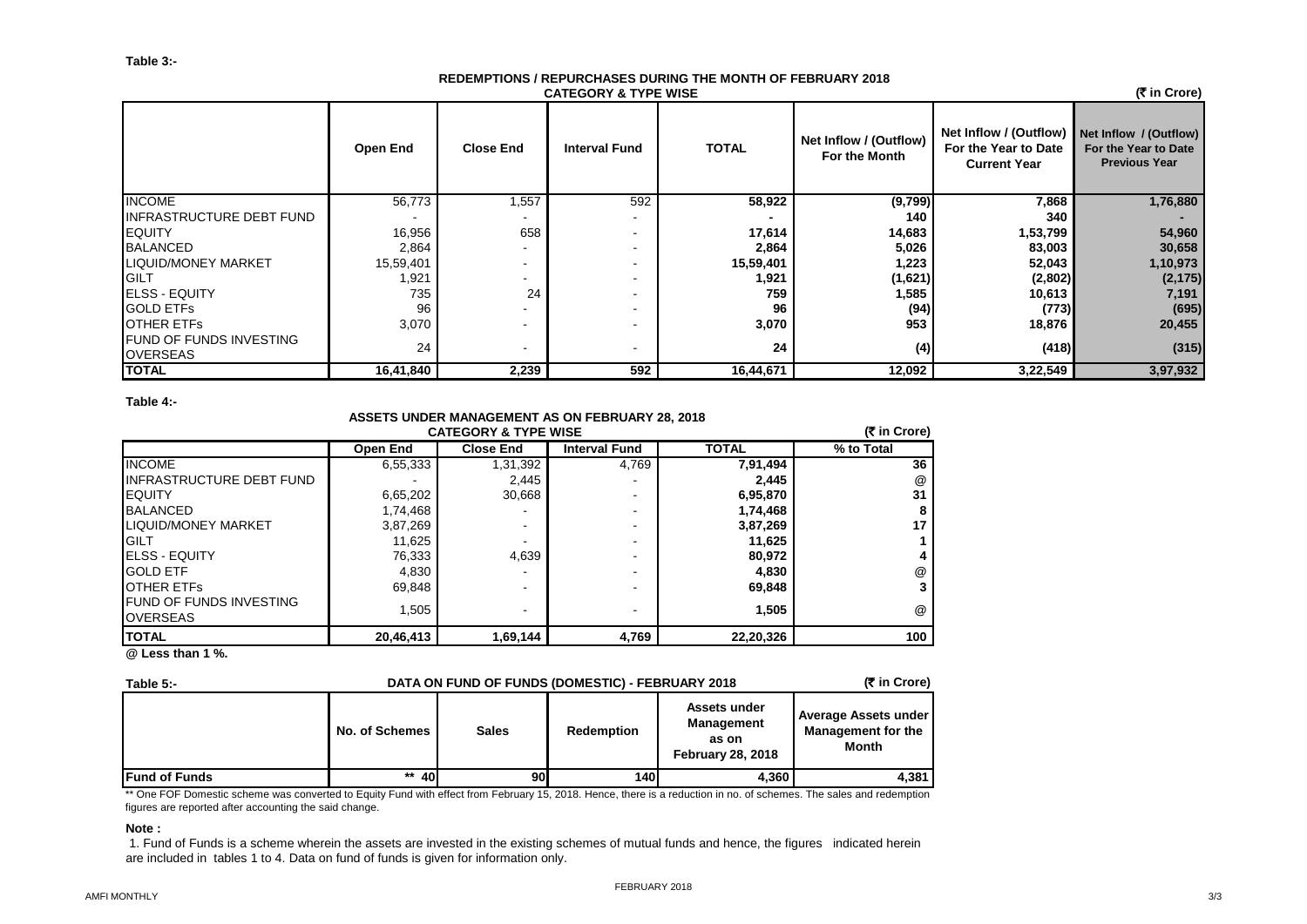**Table 3:-**

**REDEMPTIONS / REPURCHASES DURING THE MONTH OF FEBRUARY 2018**
**CATEGORY & TYPE WISE**

**(₹ in Crore)**

| | Open End | Close End | Interval Fund | TOTAL | Net Inflow / (Outflow) For the Month | Net Inflow / (Outflow) For the Year to Date Current Year | Net Inflow / (Outflow) For the Year to Date Previous Year |
|---|---|---|---|---|---|---|---|
| INCOME | 56,773 | 1,557 | 592 | **58,922** | **(9,799)** | **7,868** | **1,76,880** |
| INFRASTRUCTURE DEBT FUND | - | - | - | **-** | **140** | **340** | **-** |
| EQUITY | 16,956 | 658 | - | **17,614** | **14,683** | **1,53,799** | **54,960** |
| BALANCED | 2,864 | - | - | **2,864** | **5,026** | **83,003** | **30,658** |
| LIQUID/MONEY MARKET | 15,59,401 | - | - | **15,59,401** | **1,223** | **52,043** | **1,10,973** |
| GILT | 1,921 | - | - | **1,921** | **(1,621)** | **(2,802)** | **(2,175)** |
| ELSS - EQUITY | 735 | 24 | - | **759** | **1,585** | **10,613** | **7,191** |
| GOLD ETFs | 96 | - | - | **96** | **(94)** | **(773)** | **(695)** |
| OTHER ETFs | 3,070 | - | - | **3,070** | **953** | **18,876** | **20,455** |
| FUND OF FUNDS INVESTING OVERSEAS | 24 | - | - | **24** | **(4)** | **(418)** | **(315)** |
| **TOTAL** | **16,41,840** | **2,239** | **592** | **16,44,671** | **12,092** | **3,22,549** | **3,97,932** |

**Table 4:-**

**ASSETS UNDER MANAGEMENT AS ON FEBRUARY 28, 2018**
**CATEGORY & TYPE WISE**

**(₹ in Crore)**

| | Open End | Close End | Interval Fund | TOTAL | % to Total |
|---|---|---|---|---|---|
| INCOME | 6,55,333 | 1,31,392 | 4,769 | **7,91,494** | **36** |
| INFRASTRUCTURE DEBT FUND | - | 2,445 | - | **2,445** | **@** |
| EQUITY | 6,65,202 | 30,668 | - | **6,95,870** | **31** |
| BALANCED | 1,74,468 | - | - | **1,74,468** | **8** |
| LIQUID/MONEY MARKET | 3,87,269 | - | - | **3,87,269** | **17** |
| GILT | 11,625 | - | - | **11,625** | **1** |
| ELSS - EQUITY | 76,333 | 4,639 | - | **80,972** | **4** |
| GOLD ETF | 4,830 | - | - | **4,830** | **@** |
| OTHER ETFs | 69,848 | - | - | **69,848** | **3** |
| FUND OF FUNDS INVESTING OVERSEAS | 1,505 | - | - | **1,505** | **@** |
| **TOTAL** | **20,46,413** | **1,69,144** | **4,769** | **22,20,326** | **100** |

**@ Less than 1 %.**

**Table 5:-**

**DATA ON FUND OF FUNDS (DOMESTIC) - FEBRUARY 2018**

**(₹ in Crore)**

| | No. of Schemes | Sales | Redemption | Assets under Management as on February 28, 2018 | Average Assets under Management for the Month |
|---|---|---|---|---|---|
| **Fund of Funds** | ** 40 | 90 | 140 | 4,360 | 4,381 |

** One FOF Domestic scheme was converted to Equity Fund with effect from February 15, 2018. Hence, there is a reduction in no. of schemes. The sales and redemption figures are reported after accounting the said change.

**Note :**

1. Fund of Funds is a scheme wherein the assets are invested in the existing schemes of mutual funds and hence, the figures indicated herein are included in tables 1 to 4. Data on fund of funds is given for information only.